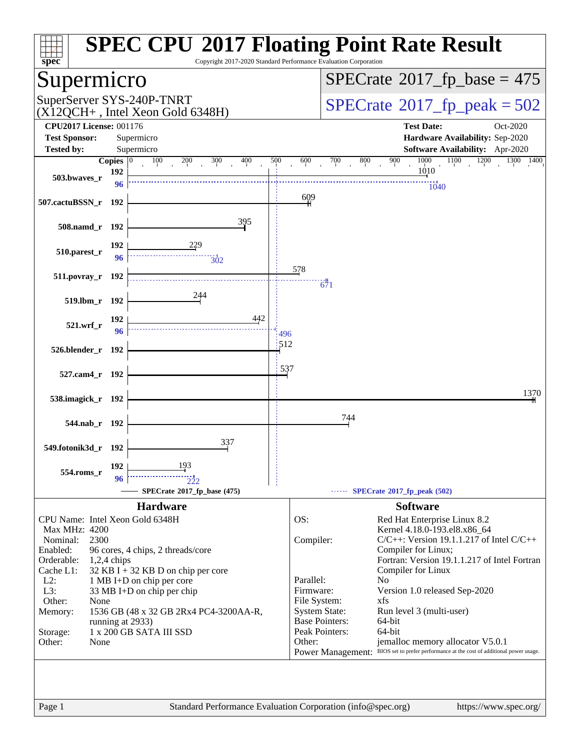# SPEC CPU 2017 Floating Point Rate Result

Copyright 2017-2020 Standard Performance Evaluation Corporation

## Supermicro

SuperServer SYS-240P-TNRT (X12QCH+ , Intel Xeon Gold 6348H)

**SPECrate 2017_fp_base = 475**

**SPECrate 2017_fp_peak = 502**

| | | | |
|---|---|---|---|
| **CPU2017 License:** | 001176 | **Test Date:** | Oct-2020 |
| **Test Sponsor:** | Supermicro | **Hardware Availability:** | Sep-2020 |
| **Tested by:** | Supermicro | **Software Availability:** | Apr-2020 |

| Benchmark | Copies | Base | Peak Copies | Peak |
|---|---|---|---|---|
| 503.bwaves_r | 192 | 1010 | 96 | 1040 |
| 507.cactuBSSN_r | 192 | 609 | | |
| 508.namd_r | 192 | 395 | | |
| 510.parest_r | 192 | 229 | 96 | 302 |
| 511.povray_r | 192 | 578 | 192 | 671 |
| 519.lbm_r | 192 | 244 | | |
| 521.wrf_r | 192 | 442 | 96 | 496 |
| 526.blender_r | 192 | 512 | | |
| 527.cam4_r | 192 | 537 | | |
| 538.imagick_r | 192 | 1370 | | |
| 544.nab_r | 192 | 744 | | |
| 549.fotonik3d_r | 192 | 337 | | |
| 554.roms_r | 192 | 193 | 96 | 222 |

SPECrate 2017_fp_base (475) — SPECrate 2017_fp_peak (502)

### Hardware

| | |
|---|---|
| CPU Name: | Intel Xeon Gold 6348H |
| Max MHz: | 4200 |
| Nominal: | 2300 |
| Enabled: | 96 cores, 4 chips, 2 threads/core |
| Orderable: | 1,2,4 chips |
| Cache L1: | 32 KB I + 32 KB D on chip per core |
| L2: | 1 MB I+D on chip per core |
| L3: | 33 MB I+D on chip per chip |
| Other: | None |
| Memory: | 1536 GB (48 x 32 GB 2Rx4 PC4-3200AA-R, running at 2933) |
| Storage: | 1 x 200 GB SATA III SSD |
| Other: | None |

### Software

| | |
|---|---|
| OS: | Red Hat Enterprise Linux 8.2 Kernel 4.18.0-193.el8.x86_64 |
| Compiler: | C/C++: Version 19.1.1.217 of Intel C/C++ Compiler for Linux; Fortran: Version 19.1.1.217 of Intel Fortran Compiler for Linux |
| Parallel: | No |
| Firmware: | Version 1.0 released Sep-2020 |
| File System: | xfs |
| System State: | Run level 3 (multi-user) |
| Base Pointers: | 64-bit |
| Peak Pointers: | 64-bit |
| Other: | jemalloc memory allocator V5.0.1 |
| Power Management: | BIOS set to prefer performance at the cost of additional power usage. |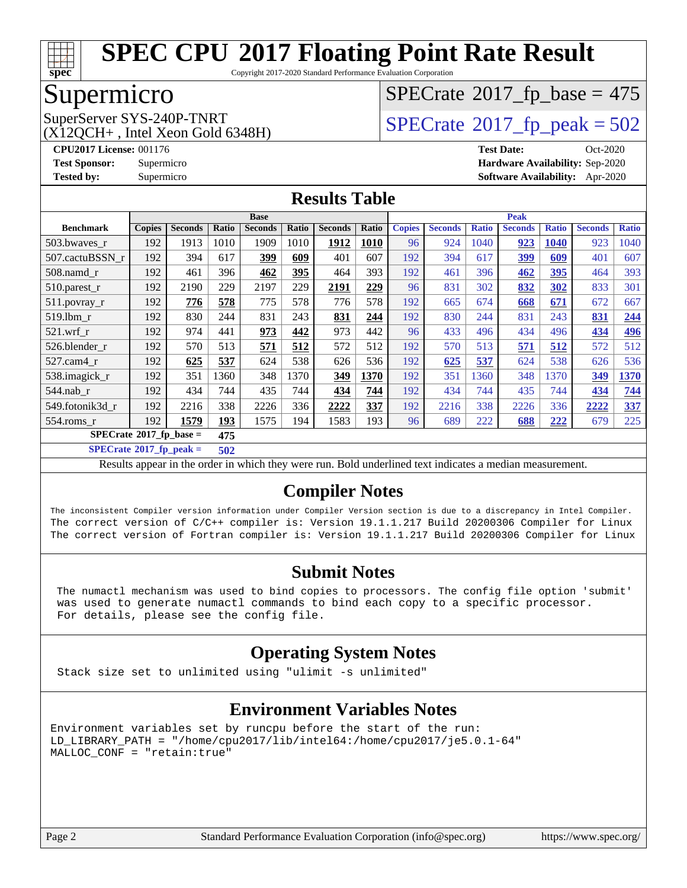# SPEC CPU 2017 Floating Point Rate Result

Copyright 2017-2020 Standard Performance Evaluation Corporation

## Supermicro

SuperServer SYS-240P-TNRT
(X12QCH+ , Intel Xeon Gold 6348H)

SPECrate 2017_fp_base = 475

SPECrate 2017_fp_peak = 502

**CPU2017 License:** 001176
**Test Sponsor:** Supermicro
**Tested by:** Supermicro

**Test Date:** Oct-2020
**Hardware Availability:** Sep-2020
**Software Availability:** Apr-2020

## Results Table

| Benchmark | Base | | | | | | | Peak | | | | | | |
|---|---|---|---|---|---|---|---|---|---|---|---|---|---|---|
| | Copies | Seconds | Ratio | Seconds | Ratio | Seconds | Ratio | Copies | Seconds | Ratio | Seconds | Ratio | Seconds | Ratio |
| 503.bwaves_r | 192 | 1913 | 1010 | 1909 | 1010 | **1912** | **1010** | 96 | 924 | 1040 | **923** | **1040** | 923 | 1040 |
| 507.cactuBSSN_r | 192 | 394 | 617 | **399** | **609** | 401 | 607 | 192 | 394 | 617 | **399** | **609** | 401 | 607 |
| 508.namd_r | 192 | 461 | 396 | **462** | **395** | 464 | 393 | 192 | 461 | 396 | **462** | **395** | 464 | 393 |
| 510.parest_r | 192 | 2190 | 229 | 2197 | 229 | **2191** | **229** | 96 | 831 | 302 | **832** | **302** | 833 | 301 |
| 511.povray_r | 192 | **776** | **578** | 775 | 578 | 776 | 578 | 192 | 665 | 674 | **668** | **671** | 672 | 667 |
| 519.lbm_r | 192 | 830 | 244 | 831 | 243 | **831** | **244** | 192 | 830 | 244 | 831 | 243 | **831** | **244** |
| 521.wrf_r | 192 | 974 | 441 | **973** | **442** | 973 | 442 | 96 | 433 | 496 | 434 | 496 | **434** | **496** |
| 526.blender_r | 192 | 570 | 513 | **571** | **512** | 572 | 512 | 192 | 570 | 513 | **571** | **512** | 572 | 512 |
| 527.cam4_r | 192 | **625** | **537** | 624 | 538 | 626 | 536 | 192 | **625** | **537** | 624 | 538 | 626 | 536 |
| 538.imagick_r | 192 | 351 | 1360 | 348 | 1370 | **349** | **1370** | 192 | 351 | 1360 | 348 | 1370 | **349** | **1370** |
| 544.nab_r | 192 | 434 | 744 | 435 | 744 | **434** | **744** | 192 | 434 | 744 | 435 | 744 | **434** | **744** |
| 549.fotonik3d_r | 192 | 2216 | 338 | 2226 | 336 | **2222** | **337** | 192 | 2216 | 338 | 2226 | 336 | **2222** | **337** |
| 554.roms_r | 192 | **1579** | **193** | 1575 | 194 | 1583 | 193 | 96 | 689 | 222 | **688** | **222** | 679 | 225 |

**SPECrate 2017_fp_base = 475**

**SPECrate 2017_fp_peak = 502**

Results appear in the order in which they were run. Bold underlined text indicates a median measurement.

## Compiler Notes

```
The inconsistent Compiler version information under Compiler Version section is due to a discrepancy in Intel Compiler.
The correct version of C/C++ compiler is: Version 19.1.1.217 Build 20200306 Compiler for Linux
The correct version of Fortran compiler is: Version 19.1.1.217 Build 20200306 Compiler for Linux
```

## Submit Notes

```
The numactl mechanism was used to bind copies to processors. The config file option 'submit'
was used to generate numactl commands to bind each copy to a specific processor.
For details, please see the config file.
```

## Operating System Notes

```
Stack size set to unlimited using "ulimit -s unlimited"
```

## Environment Variables Notes

```
Environment variables set by runcpu before the start of the run:
LD_LIBRARY_PATH = "/home/cpu2017/lib/intel64:/home/cpu2017/je5.0.1-64"
MALLOC_CONF = "retain:true"
```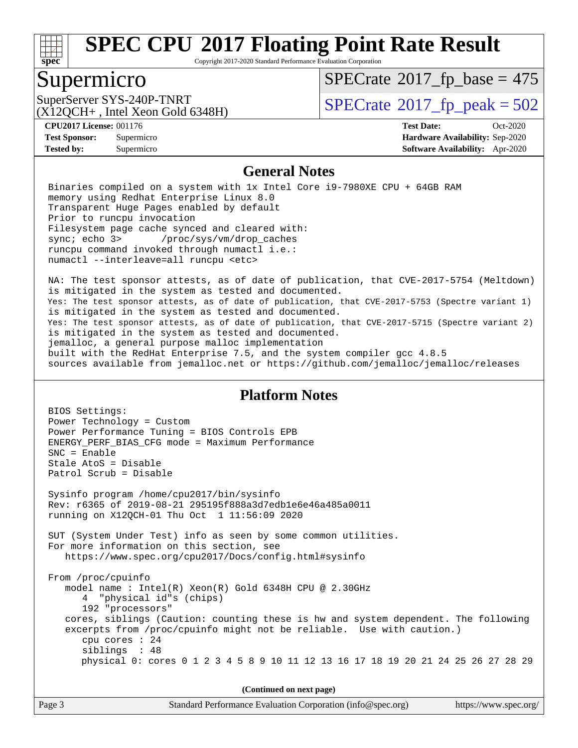# SPEC CPU 2017 Floating Point Rate Result

Copyright 2017-2020 Standard Performance Evaluation Corporation

## Supermicro

SuperServer SYS-240P-TNRT
(X12QCH+ , Intel Xeon Gold 6348H)

SPECrate 2017_fp_base = 475

SPECrate 2017_fp_peak = 502

**CPU2017 License:** 001176
**Test Sponsor:** Supermicro
**Tested by:** Supermicro

**Test Date:** Oct-2020
**Hardware Availability:** Sep-2020
**Software Availability:** Apr-2020

### General Notes

```
Binaries compiled on a system with 1x Intel Core i9-7980XE CPU + 64GB RAM
memory using Redhat Enterprise Linux 8.0
Transparent Huge Pages enabled by default
Prior to runcpu invocation
Filesystem page cache synced and cleared with:
sync; echo 3>       /proc/sys/vm/drop_caches
runcpu command invoked through numactl i.e.:
numactl --interleave=all runcpu <etc>

NA: The test sponsor attests, as of date of publication, that CVE-2017-5754 (Meltdown)
is mitigated in the system as tested and documented.
Yes: The test sponsor attests, as of date of publication, that CVE-2017-5753 (Spectre variant 1)
is mitigated in the system as tested and documented.
Yes: The test sponsor attests, as of date of publication, that CVE-2017-5715 (Spectre variant 2)
is mitigated in the system as tested and documented.
jemalloc, a general purpose malloc implementation
built with the RedHat Enterprise 7.5, and the system compiler gcc 4.8.5
sources available from jemalloc.net or https://github.com/jemalloc/jemalloc/releases
```

### Platform Notes

```
BIOS Settings:
Power Technology = Custom
Power Performance Tuning = BIOS Controls EPB
ENERGY_PERF_BIAS_CFG mode = Maximum Performance
SNC = Enable
Stale AtoS = Disable
Patrol Scrub = Disable

Sysinfo program /home/cpu2017/bin/sysinfo
Rev: r6365 of 2019-08-21 295195f888a3d7edb1e6e46a485a0011
running on X12QCH-01 Thu Oct  1 11:56:09 2020

SUT (System Under Test) info as seen by some common utilities.
For more information on this section, see
   https://www.spec.org/cpu2017/Docs/config.html#sysinfo

From /proc/cpuinfo
   model name : Intel(R) Xeon(R) Gold 6348H CPU @ 2.30GHz
      4  "physical id"s (chips)
      192 "processors"
   cores, siblings (Caution: counting these is hw and system dependent. The following
   excerpts from /proc/cpuinfo might not be reliable.  Use with caution.)
      cpu cores : 24
      siblings  : 48
      physical 0: cores 0 1 2 3 4 5 8 9 10 11 12 13 16 17 18 19 20 21 24 25 26 27 28 29
```

**(Continued on next page)**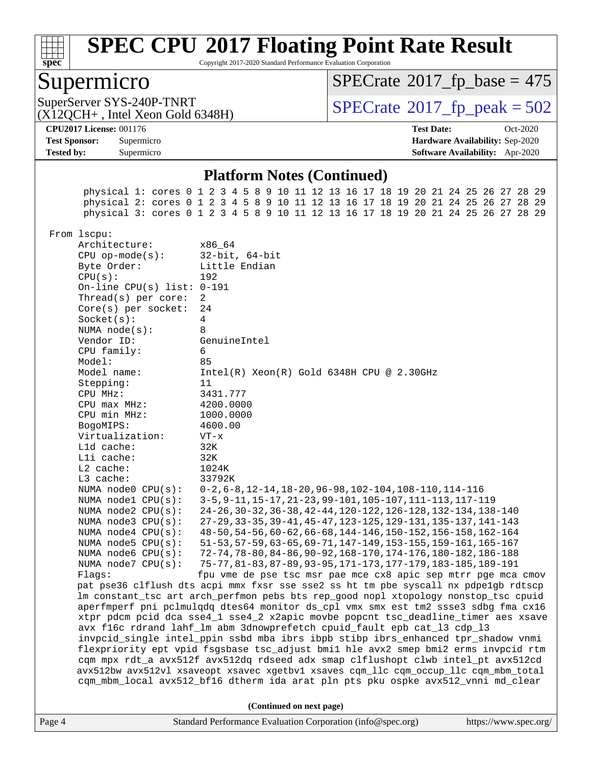## Platform Notes (Continued)

```
   physical 1: cores 0 1 2 3 4 5 8 9 10 11 12 13 16 17 18 19 20 21 24 25 26 27 28 29
   physical 2: cores 0 1 2 3 4 5 8 9 10 11 12 13 16 17 18 19 20 21 24 25 26 27 28 29
   physical 3: cores 0 1 2 3 4 5 8 9 10 11 12 13 16 17 18 19 20 21 24 25 26 27 28 29

From lscpu:
     Architecture:        x86_64
     CPU op-mode(s):      32-bit, 64-bit
     Byte Order:          Little Endian
     CPU(s):              192
     On-line CPU(s) list: 0-191
     Thread(s) per core:  2
     Core(s) per socket:  24
     Socket(s):           4
     NUMA node(s):        8
     Vendor ID:           GenuineIntel
     CPU family:          6
     Model:               85
     Model name:          Intel(R) Xeon(R) Gold 6348H CPU @ 2.30GHz
     Stepping:            11
     CPU MHz:             3431.777
     CPU max MHz:         4200.0000
     CPU min MHz:         1000.0000
     BogoMIPS:            4600.00
     Virtualization:      VT-x
     L1d cache:           32K
     L1i cache:           32K
     L2 cache:            1024K
     L3 cache:            33792K
     NUMA node0 CPU(s):   0-2,6-8,12-14,18-20,96-98,102-104,108-110,114-116
     NUMA node1 CPU(s):   3-5,9-11,15-17,21-23,99-101,105-107,111-113,117-119
     NUMA node2 CPU(s):   24-26,30-32,36-38,42-44,120-122,126-128,132-134,138-140
     NUMA node3 CPU(s):   27-29,33-35,39-41,45-47,123-125,129-131,135-137,141-143
     NUMA node4 CPU(s):   48-50,54-56,60-62,66-68,144-146,150-152,156-158,162-164
     NUMA node5 CPU(s):   51-53,57-59,63-65,69-71,147-149,153-155,159-161,165-167
     NUMA node6 CPU(s):   72-74,78-80,84-86,90-92,168-170,174-176,180-182,186-188
     NUMA node7 CPU(s):   75-77,81-83,87-89,93-95,171-173,177-179,183-185,189-191
     Flags:               fpu vme de pse tsc msr pae mce cx8 apic sep mtrr pge mca cmov
     pat pse36 clflush dts acpi mmx fxsr sse sse2 ss ht tm pbe syscall nx pdpe1gb rdtscp
     lm constant_tsc art arch_perfmon pebs bts rep_good nopl xtopology nonstop_tsc cpuid
     aperfmperf pni pclmulqdq dtes64 monitor ds_cpl vmx smx est tm2 ssse3 sdbg fma cx16
     xtpr pdcm pcid dca sse4_1 sse4_2 x2apic movbe popcnt tsc_deadline_timer aes xsave
     avx f16c rdrand lahf_lm abm 3dnowprefetch cpuid_fault epb cat_l3 cdp_l3
     invpcid_single intel_ppin ssbd mba ibrs ibpb stibp ibrs_enhanced tpr_shadow vnmi
     flexpriority ept vpid fsgsbase tsc_adjust bmi1 hle avx2 smep bmi2 erms invpcid rtm
     cqm mpx rdt_a avx512f avx512dq rdseed adx smap clflushopt clwb intel_pt avx512cd
     avx512bw avx512vl xsaveopt xsavec xgetbv1 xsaves cqm_llc cqm_occup_llc cqm_mbm_total
     cqm_mbm_local avx512_bf16 dtherm ida arat pln pts pku ospke avx512_vnni md_clear
```

**(Continued on next page)**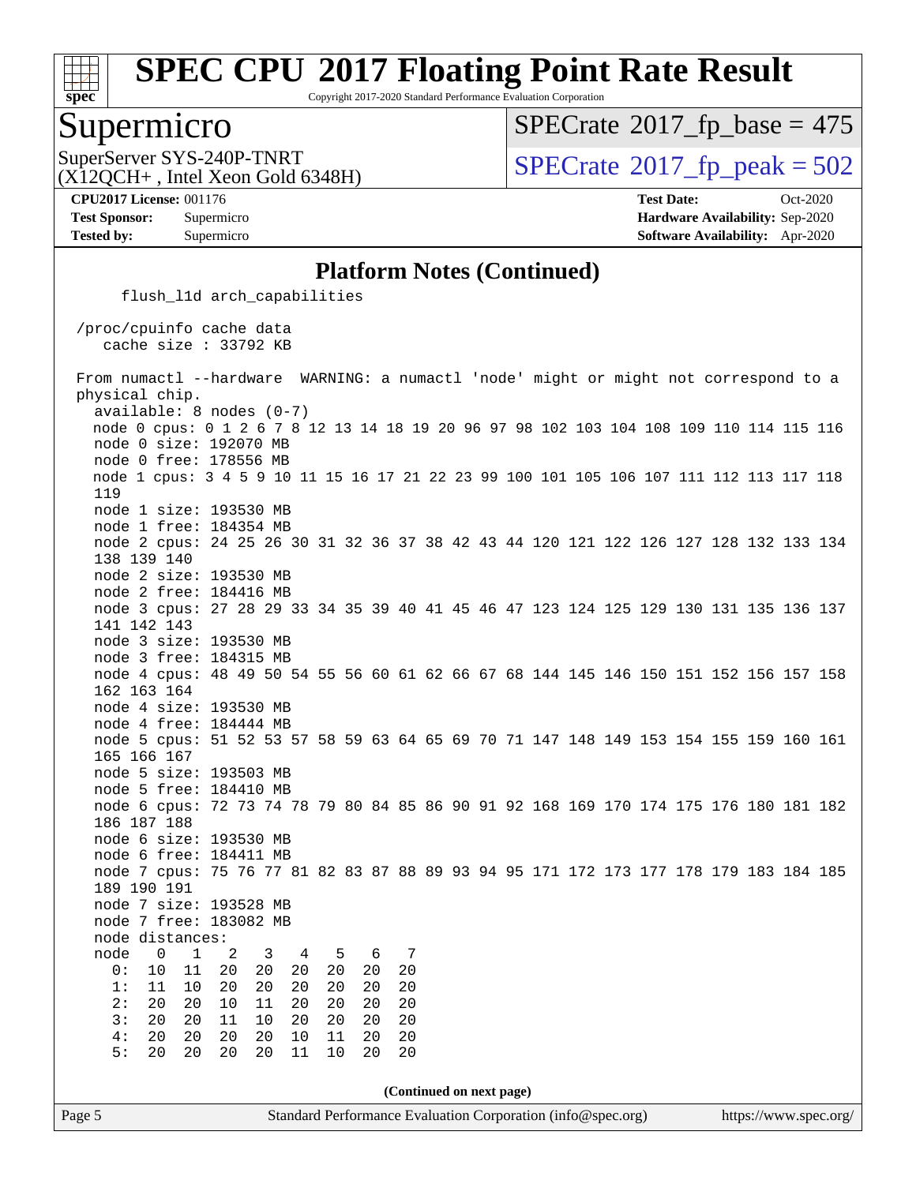## Platform Notes (Continued)

```
      flush_l1d arch_capabilities

 /proc/cpuinfo cache data
    cache size : 33792 KB

 From numactl --hardware  WARNING: a numactl 'node' might or might not correspond to a
 physical chip.
   available: 8 nodes (0-7)
   node 0 cpus: 0 1 2 6 7 8 12 13 14 18 19 20 96 97 98 102 103 104 108 109 110 114 115 116
   node 0 size: 192070 MB
   node 0 free: 178556 MB
   node 1 cpus: 3 4 5 9 10 11 15 16 17 21 22 23 99 100 101 105 106 107 111 112 113 117 118
   119
   node 1 size: 193530 MB
   node 1 free: 184354 MB
   node 2 cpus: 24 25 26 30 31 32 36 37 38 42 43 44 120 121 122 126 127 128 132 133 134
   138 139 140
   node 2 size: 193530 MB
   node 2 free: 184416 MB
   node 3 cpus: 27 28 29 33 34 35 39 40 41 45 46 47 123 124 125 129 130 131 135 136 137
   141 142 143
   node 3 size: 193530 MB
   node 3 free: 184315 MB
   node 4 cpus: 48 49 50 54 55 56 60 61 62 66 67 68 144 145 146 150 151 152 156 157 158
   162 163 164
   node 4 size: 193530 MB
   node 4 free: 184444 MB
   node 5 cpus: 51 52 53 57 58 59 63 64 65 69 70 71 147 148 149 153 154 155 159 160 161
   165 166 167
   node 5 size: 193503 MB
   node 5 free: 184410 MB
   node 6 cpus: 72 73 74 78 79 80 84 85 86 90 91 92 168 169 170 174 175 176 180 181 182
   186 187 188
   node 6 size: 193530 MB
   node 6 free: 184411 MB
   node 7 cpus: 75 76 77 81 82 83 87 88 89 93 94 95 171 172 173 177 178 179 183 184 185
   189 190 191
   node 7 size: 193528 MB
   node 7 free: 183082 MB
   node distances:
   node   0   1   2   3   4   5   6   7
     0:  10  11  20  20  20  20  20  20
     1:  11  10  20  20  20  20  20  20
     2:  20  20  10  11  20  20  20  20
     3:  20  20  11  10  20  20  20  20
     4:  20  20  20  20  10  11  20  20
     5:  20  20  20  20  11  10  20  20
```

**(Continued on next page)**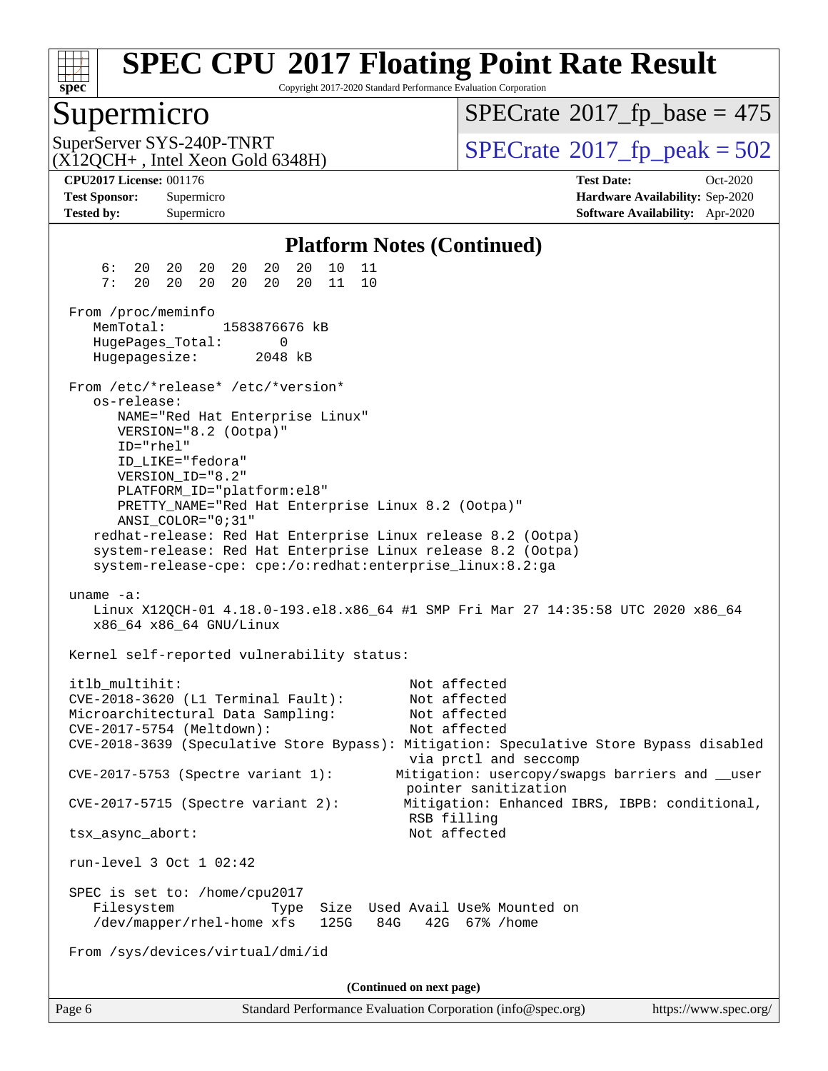# SPEC CPU 2017 Floating Point Rate Result

Copyright 2017-2020 Standard Performance Evaluation Corporation

## Supermicro

SuperServer SYS-240P-TNRT (X12QCH+ , Intel Xeon Gold 6348H)

SPECrate 2017_fp_base = 475

SPECrate 2017_fp_peak = 502

**CPU2017 License:** 001176
**Test Sponsor:** Supermicro
**Tested by:** Supermicro

**Test Date:** Oct-2020
**Hardware Availability:** Sep-2020
**Software Availability:** Apr-2020

### Platform Notes (Continued)

```
     6:  20  20  20  20  20  20  10  11
     7:  20  20  20  20  20  20  11  10

 From /proc/meminfo
    MemTotal:       1583876676 kB
    HugePages_Total:       0
    Hugepagesize:       2048 kB

 From /etc/*release* /etc/*version*
    os-release:
       NAME="Red Hat Enterprise Linux"
       VERSION="8.2 (Ootpa)"
       ID="rhel"
       ID_LIKE="fedora"
       VERSION_ID="8.2"
       PLATFORM_ID="platform:el8"
       PRETTY_NAME="Red Hat Enterprise Linux 8.2 (Ootpa)"
       ANSI_COLOR="0;31"
    redhat-release: Red Hat Enterprise Linux release 8.2 (Ootpa)
    system-release: Red Hat Enterprise Linux release 8.2 (Ootpa)
    system-release-cpe: cpe:/o:redhat:enterprise_linux:8.2:ga

 uname -a:
    Linux X12QCH-01 4.18.0-193.el8.x86_64 #1 SMP Fri Mar 27 14:35:58 UTC 2020 x86_64
    x86_64 x86_64 GNU/Linux

 Kernel self-reported vulnerability status:

 itlb_multihit:                                         Not affected
 CVE-2018-3620 (L1 Terminal Fault):                     Not affected
 Microarchitectural Data Sampling:                      Not affected
 CVE-2017-5754 (Meltdown):                              Not affected
 CVE-2018-3639 (Speculative Store Bypass): Mitigation: Speculative Store Bypass disabled
                                                        via prctl and seccomp
 CVE-2017-5753 (Spectre variant 1):                   Mitigation: usercopy/swapgs barriers and __user
                                                        pointer sanitization
 CVE-2017-5715 (Spectre variant 2):                    Mitigation: Enhanced IBRS, IBPB: conditional,
                                                        RSB filling
 tsx_async_abort:                                       Not affected

 run-level 3 Oct 1 02:42

 SPEC is set to: /home/cpu2017
    Filesystem              Type  Size  Used Avail Use% Mounted on
    /dev/mapper/rhel-home xfs    125G   84G   42G  67% /home

 From /sys/devices/virtual/dmi/id
```

(Continued on next page)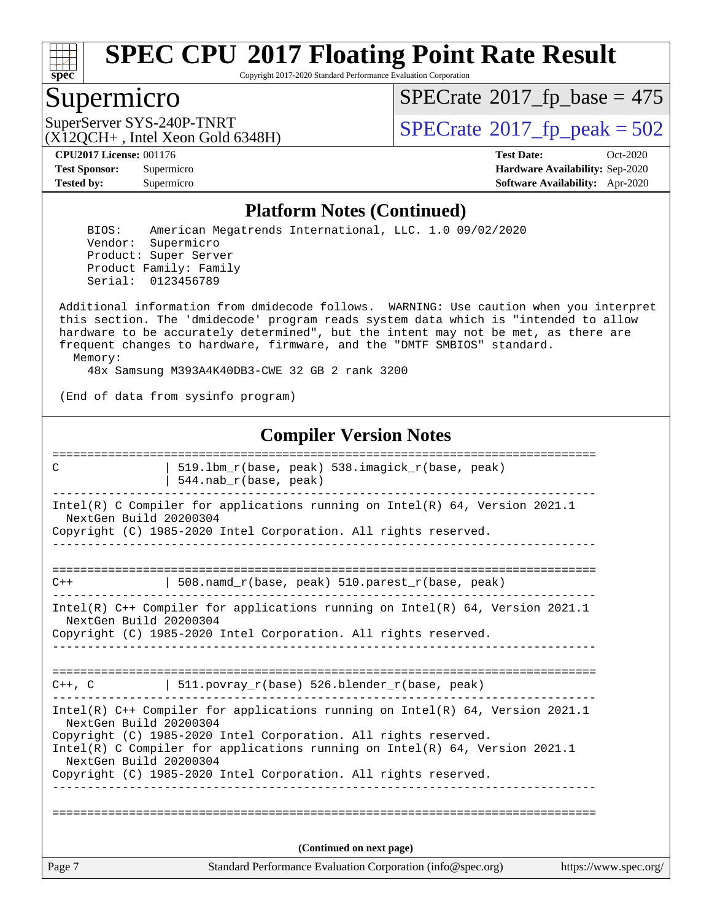## Platform Notes (Continued)

```
BIOS:    American Megatrends International, LLC. 1.0 09/02/2020
Vendor:  Supermicro
Product: Super Server
Product Family: Family
Serial:  0123456789

Additional information from dmidecode follows.  WARNING: Use caution when you interpret
this section. The 'dmidecode' program reads system data which is "intended to allow
hardware to be accurately determined", but the intent may not be met, as there are
frequent changes to hardware, firmware, and the "DMTF SMBIOS" standard.
  Memory:
    48x Samsung M393A4K40DB3-CWE 32 GB 2 rank 3200

(End of data from sysinfo program)
```

## Compiler Version Notes

```
==============================================================================
C               | 519.lbm_r(base, peak) 538.imagick_r(base, peak)
                | 544.nab_r(base, peak)
------------------------------------------------------------------------------
Intel(R) C Compiler for applications running on Intel(R) 64, Version 2021.1
  NextGen Build 20200304
Copyright (C) 1985-2020 Intel Corporation. All rights reserved.
------------------------------------------------------------------------------

==============================================================================
C++             | 508.namd_r(base, peak) 510.parest_r(base, peak)
------------------------------------------------------------------------------
Intel(R) C++ Compiler for applications running on Intel(R) 64, Version 2021.1
  NextGen Build 20200304
Copyright (C) 1985-2020 Intel Corporation. All rights reserved.
------------------------------------------------------------------------------

==============================================================================
C++, C          | 511.povray_r(base) 526.blender_r(base, peak)
------------------------------------------------------------------------------
Intel(R) C++ Compiler for applications running on Intel(R) 64, Version 2021.1
  NextGen Build 20200304
Copyright (C) 1985-2020 Intel Corporation. All rights reserved.
Intel(R) C Compiler for applications running on Intel(R) 64, Version 2021.1
  NextGen Build 20200304
Copyright (C) 1985-2020 Intel Corporation. All rights reserved.
------------------------------------------------------------------------------

==============================================================================
```

(Continued on next page)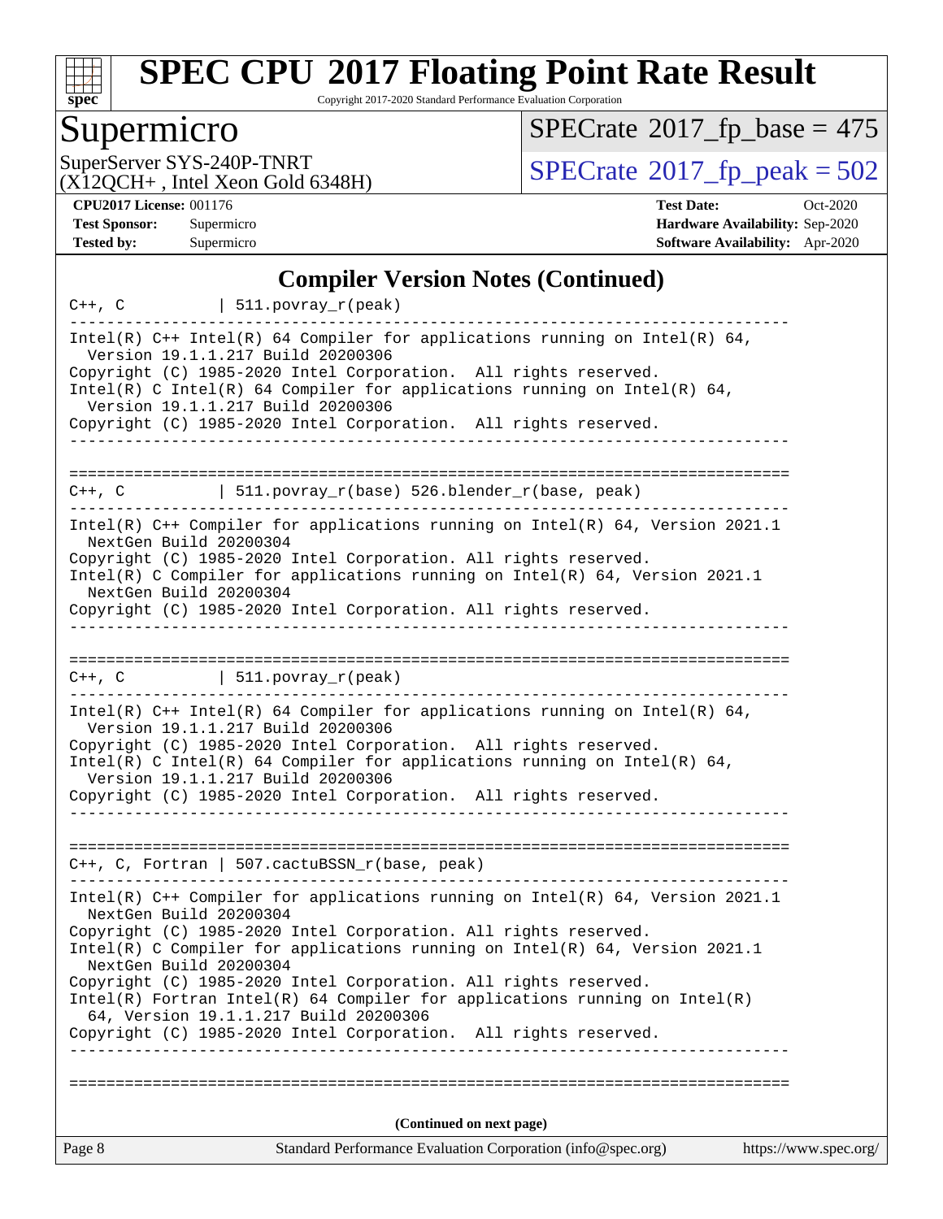## Compiler Version Notes (Continued)

```
C++, C          | 511.povray_r(peak)
------------------------------------------------------------------------------
Intel(R) C++ Intel(R) 64 Compiler for applications running on Intel(R) 64,
  Version 19.1.1.217 Build 20200306
Copyright (C) 1985-2020 Intel Corporation.  All rights reserved.
Intel(R) C Intel(R) 64 Compiler for applications running on Intel(R) 64,
  Version 19.1.1.217 Build 20200306
Copyright (C) 1985-2020 Intel Corporation.  All rights reserved.
------------------------------------------------------------------------------

==============================================================================
C++, C          | 511.povray_r(base) 526.blender_r(base, peak)
------------------------------------------------------------------------------
Intel(R) C++ Compiler for applications running on Intel(R) 64, Version 2021.1
  NextGen Build 20200304
Copyright (C) 1985-2020 Intel Corporation. All rights reserved.
Intel(R) C Compiler for applications running on Intel(R) 64, Version 2021.1
  NextGen Build 20200304
Copyright (C) 1985-2020 Intel Corporation. All rights reserved.
------------------------------------------------------------------------------

==============================================================================
C++, C          | 511.povray_r(peak)
------------------------------------------------------------------------------
Intel(R) C++ Intel(R) 64 Compiler for applications running on Intel(R) 64,
  Version 19.1.1.217 Build 20200306
Copyright (C) 1985-2020 Intel Corporation.  All rights reserved.
Intel(R) C Intel(R) 64 Compiler for applications running on Intel(R) 64,
  Version 19.1.1.217 Build 20200306
Copyright (C) 1985-2020 Intel Corporation.  All rights reserved.
------------------------------------------------------------------------------

==============================================================================
C++, C, Fortran | 507.cactuBSSN_r(base, peak)
------------------------------------------------------------------------------
Intel(R) C++ Compiler for applications running on Intel(R) 64, Version 2021.1
  NextGen Build 20200304
Copyright (C) 1985-2020 Intel Corporation. All rights reserved.
Intel(R) C Compiler for applications running on Intel(R) 64, Version 2021.1
  NextGen Build 20200304
Copyright (C) 1985-2020 Intel Corporation. All rights reserved.
Intel(R) Fortran Intel(R) 64 Compiler for applications running on Intel(R)
  64, Version 19.1.1.217 Build 20200306
Copyright (C) 1985-2020 Intel Corporation.  All rights reserved.
------------------------------------------------------------------------------

==============================================================================
```

(Continued on next page)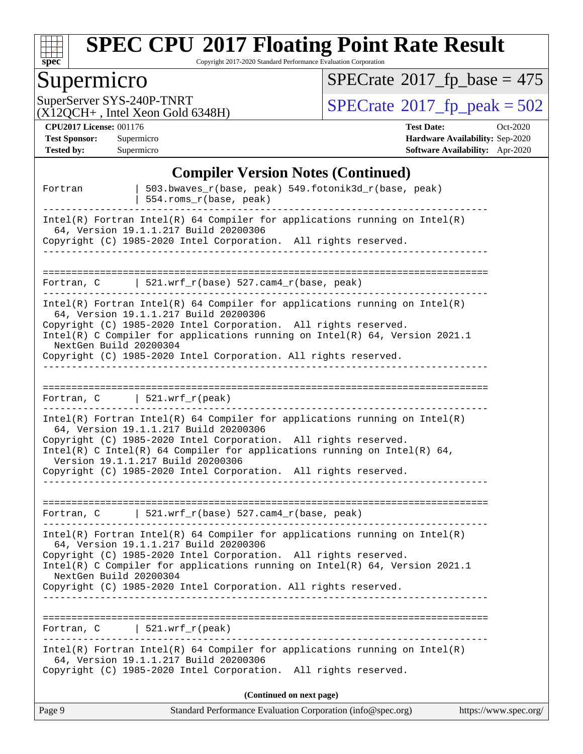# SPEC CPU 2017 Floating Point Rate Result

Copyright 2017-2020 Standard Performance Evaluation Corporation

## Supermicro

SuperServer SYS-240P-TNRT
(X12QCH+ , Intel Xeon Gold 6348H)

SPECrate 2017_fp_base = 475

SPECrate 2017_fp_peak = 502

**CPU2017 License:** 001176
**Test Sponsor:** Supermicro
**Tested by:** Supermicro

**Test Date:** Oct-2020
**Hardware Availability:** Sep-2020
**Software Availability:** Apr-2020

### Compiler Version Notes (Continued)

```
Fortran         | 503.bwaves_r(base, peak) 549.fotonik3d_r(base, peak)
                | 554.roms_r(base, peak)
------------------------------------------------------------------------------
Intel(R) Fortran Intel(R) 64 Compiler for applications running on Intel(R)
  64, Version 19.1.1.217 Build 20200306
Copyright (C) 1985-2020 Intel Corporation.  All rights reserved.
------------------------------------------------------------------------------

==============================================================================
Fortran, C      | 521.wrf_r(base) 527.cam4_r(base, peak)
------------------------------------------------------------------------------
Intel(R) Fortran Intel(R) 64 Compiler for applications running on Intel(R)
  64, Version 19.1.1.217 Build 20200306
Copyright (C) 1985-2020 Intel Corporation.  All rights reserved.
Intel(R) C Compiler for applications running on Intel(R) 64, Version 2021.1
  NextGen Build 20200304
Copyright (C) 1985-2020 Intel Corporation. All rights reserved.
------------------------------------------------------------------------------

==============================================================================
Fortran, C      | 521.wrf_r(peak)
------------------------------------------------------------------------------
Intel(R) Fortran Intel(R) 64 Compiler for applications running on Intel(R)
  64, Version 19.1.1.217 Build 20200306
Copyright (C) 1985-2020 Intel Corporation.  All rights reserved.
Intel(R) C Intel(R) 64 Compiler for applications running on Intel(R) 64,
  Version 19.1.1.217 Build 20200306
Copyright (C) 1985-2020 Intel Corporation.  All rights reserved.
------------------------------------------------------------------------------

==============================================================================
Fortran, C      | 521.wrf_r(base) 527.cam4_r(base, peak)
------------------------------------------------------------------------------
Intel(R) Fortran Intel(R) 64 Compiler for applications running on Intel(R)
  64, Version 19.1.1.217 Build 20200306
Copyright (C) 1985-2020 Intel Corporation.  All rights reserved.
Intel(R) C Compiler for applications running on Intel(R) 64, Version 2021.1
  NextGen Build 20200304
Copyright (C) 1985-2020 Intel Corporation. All rights reserved.
------------------------------------------------------------------------------

==============================================================================
Fortran, C      | 521.wrf_r(peak)
------------------------------------------------------------------------------
Intel(R) Fortran Intel(R) 64 Compiler for applications running on Intel(R)
  64, Version 19.1.1.217 Build 20200306
Copyright (C) 1985-2020 Intel Corporation.  All rights reserved.
```

**(Continued on next page)**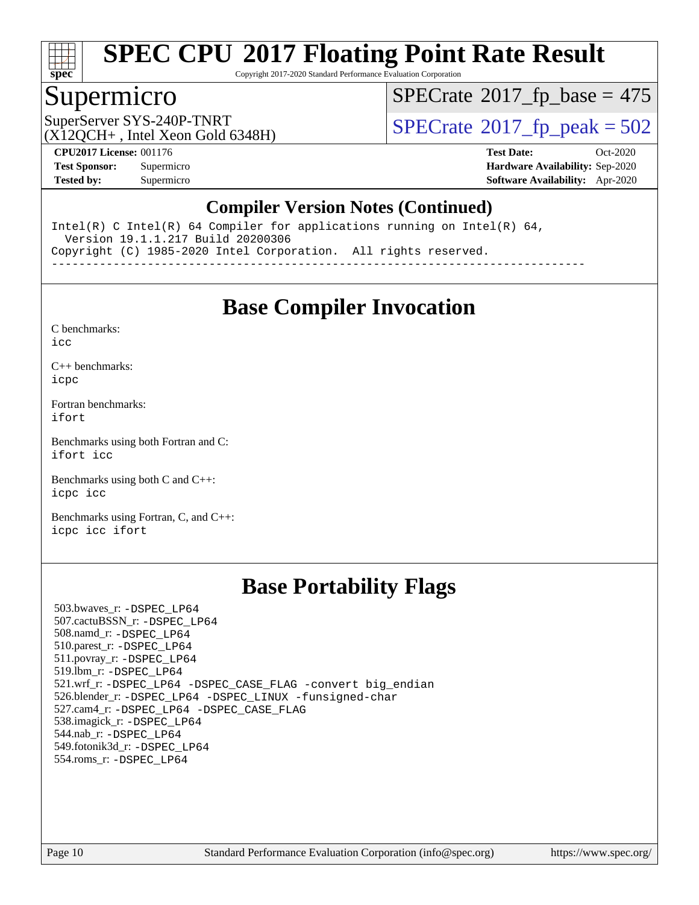# SPEC CPU 2017 Floating Point Rate Result

Copyright 2017-2020 Standard Performance Evaluation Corporation

## Supermicro

SuperServer SYS-240P-TNRT
(X12QCH+ , Intel Xeon Gold 6348H)

SPECrate 2017_fp_base = 475

SPECrate 2017_fp_peak = 502

**CPU2017 License:** 001176
**Test Sponsor:** Supermicro
**Tested by:** Supermicro

**Test Date:** Oct-2020
**Hardware Availability:** Sep-2020
**Software Availability:** Apr-2020

### Compiler Version Notes (Continued)

```
Intel(R) C Intel(R) 64 Compiler for applications running on Intel(R) 64,
  Version 19.1.1.217 Build 20200306
Copyright (C) 1985-2020 Intel Corporation.  All rights reserved.
------------------------------------------------------------------------------
```

## Base Compiler Invocation

C benchmarks:
`icc`

C++ benchmarks:
`icpc`

Fortran benchmarks:
`ifort`

Benchmarks using both Fortran and C:
`ifort icc`

Benchmarks using both C and C++:
`icpc icc`

Benchmarks using Fortran, C, and C++:
`icpc icc ifort`

## Base Portability Flags

503.bwaves_r: -DSPEC_LP64
507.cactuBSSN_r: -DSPEC_LP64
508.namd_r: -DSPEC_LP64
510.parest_r: -DSPEC_LP64
511.povray_r: -DSPEC_LP64
519.lbm_r: -DSPEC_LP64
521.wrf_r: -DSPEC_LP64 -DSPEC_CASE_FLAG -convert big_endian
526.blender_r: -DSPEC_LP64 -DSPEC_LINUX -funsigned-char
527.cam4_r: -DSPEC_LP64 -DSPEC_CASE_FLAG
538.imagick_r: -DSPEC_LP64
544.nab_r: -DSPEC_LP64
549.fotonik3d_r: -DSPEC_LP64
554.roms_r: -DSPEC_LP64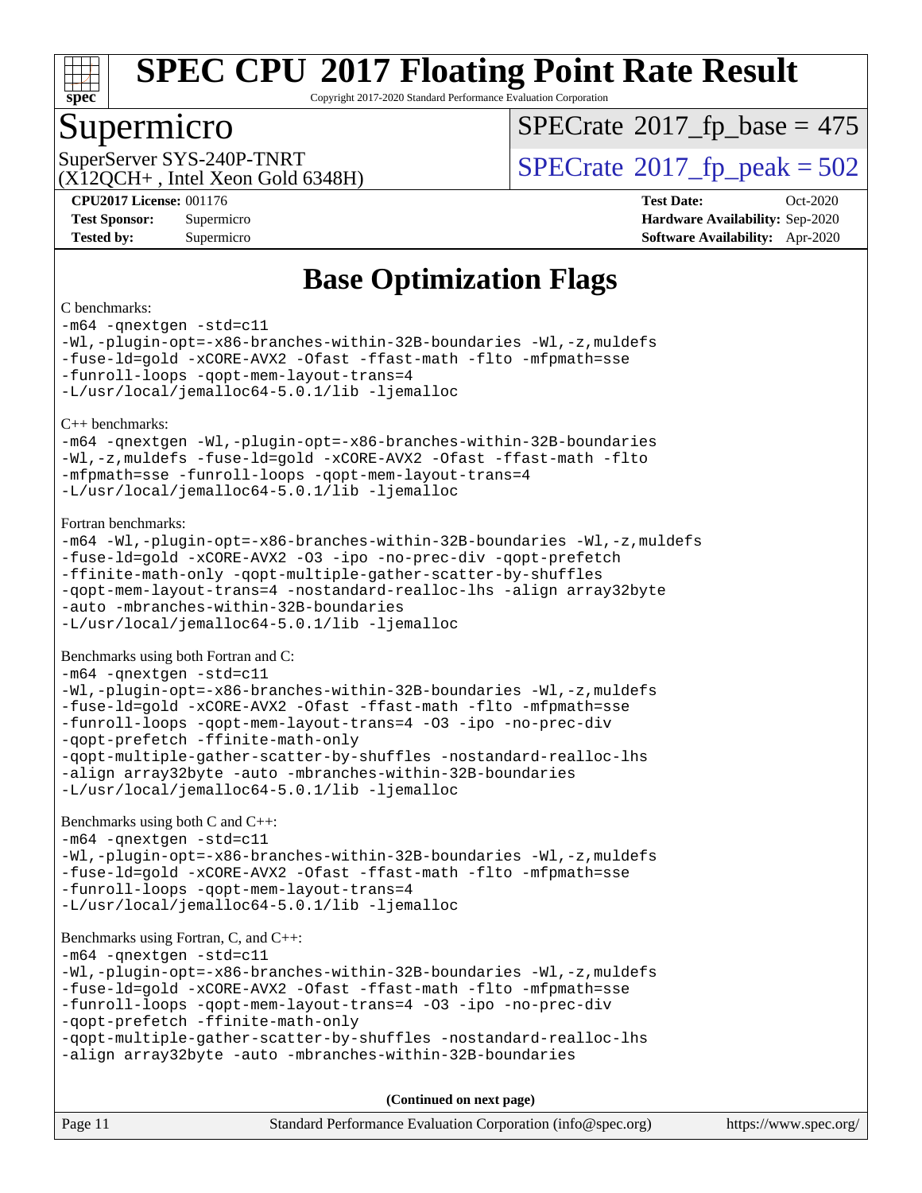# SPEC CPU 2017 Floating Point Rate Result

Copyright 2017-2020 Standard Performance Evaluation Corporation

## Supermicro

SuperServer SYS-240P-TNRT
(X12QCH+ , Intel Xeon Gold 6348H)

SPECrate 2017_fp_base = 475

SPECrate 2017_fp_peak = 502

**CPU2017 License:** 001176
**Test Sponsor:** Supermicro
**Tested by:** Supermicro

**Test Date:** Oct-2020
**Hardware Availability:** Sep-2020
**Software Availability:** Apr-2020

## Base Optimization Flags

C benchmarks:

```
-m64 -qnextgen -std=c11
-Wl,-plugin-opt=-x86-branches-within-32B-boundaries -Wl,-z,muldefs
-fuse-ld=gold -xCORE-AVX2 -Ofast -ffast-math -flto -mfpmath=sse
-funroll-loops -qopt-mem-layout-trans=4
-L/usr/local/jemalloc64-5.0.1/lib -ljemalloc
```

C++ benchmarks:

```
-m64 -qnextgen -Wl,-plugin-opt=-x86-branches-within-32B-boundaries
-Wl,-z,muldefs -fuse-ld=gold -xCORE-AVX2 -Ofast -ffast-math -flto
-mfpmath=sse -funroll-loops -qopt-mem-layout-trans=4
-L/usr/local/jemalloc64-5.0.1/lib -ljemalloc
```

Fortran benchmarks:

```
-m64 -Wl,-plugin-opt=-x86-branches-within-32B-boundaries -Wl,-z,muldefs
-fuse-ld=gold -xCORE-AVX2 -O3 -ipo -no-prec-div -qopt-prefetch
-ffinite-math-only -qopt-multiple-gather-scatter-by-shuffles
-qopt-mem-layout-trans=4 -nostandard-realloc-lhs -align array32byte
-auto -mbranches-within-32B-boundaries
-L/usr/local/jemalloc64-5.0.1/lib -ljemalloc
```

Benchmarks using both Fortran and C:

```
-m64 -qnextgen -std=c11
-Wl,-plugin-opt=-x86-branches-within-32B-boundaries -Wl,-z,muldefs
-fuse-ld=gold -xCORE-AVX2 -Ofast -ffast-math -flto -mfpmath=sse
-funroll-loops -qopt-mem-layout-trans=4 -O3 -ipo -no-prec-div
-qopt-prefetch -ffinite-math-only
-qopt-multiple-gather-scatter-by-shuffles -nostandard-realloc-lhs
-align array32byte -auto -mbranches-within-32B-boundaries
-L/usr/local/jemalloc64-5.0.1/lib -ljemalloc
```

Benchmarks using both C and C++:

```
-m64 -qnextgen -std=c11
-Wl,-plugin-opt=-x86-branches-within-32B-boundaries -Wl,-z,muldefs
-fuse-ld=gold -xCORE-AVX2 -Ofast -ffast-math -flto -mfpmath=sse
-funroll-loops -qopt-mem-layout-trans=4
-L/usr/local/jemalloc64-5.0.1/lib -ljemalloc
```

Benchmarks using Fortran, C, and C++:

```
-m64 -qnextgen -std=c11
-Wl,-plugin-opt=-x86-branches-within-32B-boundaries -Wl,-z,muldefs
-fuse-ld=gold -xCORE-AVX2 -Ofast -ffast-math -flto -mfpmath=sse
-funroll-loops -qopt-mem-layout-trans=4 -O3 -ipo -no-prec-div
-qopt-prefetch -ffinite-math-only
-qopt-multiple-gather-scatter-by-shuffles -nostandard-realloc-lhs
-align array32byte -auto -mbranches-within-32B-boundaries
```

**(Continued on next page)**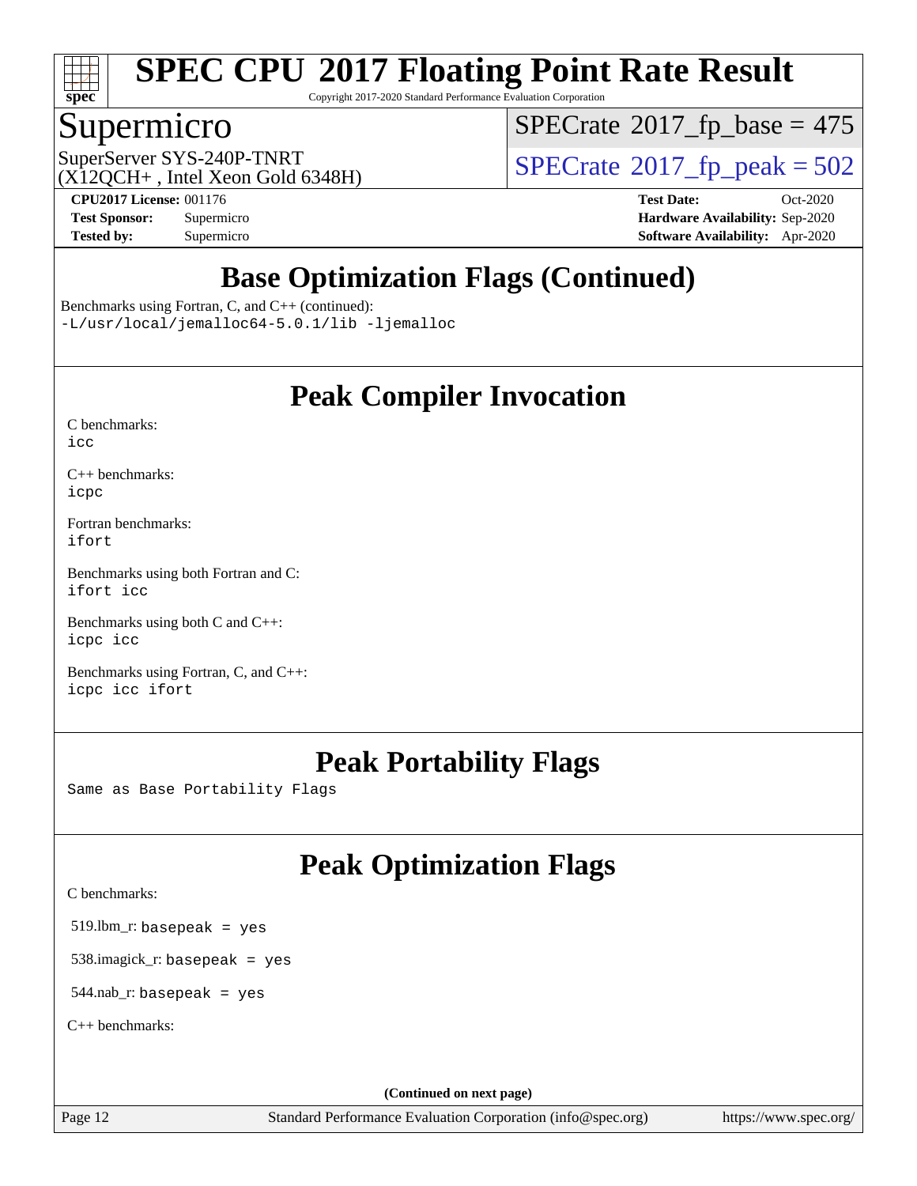# SPEC CPU 2017 Floating Point Rate Result

Copyright 2017-2020 Standard Performance Evaluation Corporation

## Supermicro

SuperServer SYS-240P-TNRT
(X12QCH+ , Intel Xeon Gold 6348H)

SPECrate 2017_fp_base = 475

SPECrate 2017_fp_peak = 502

**CPU2017 License:** 001176
**Test Sponsor:** Supermicro
**Tested by:** Supermicro

**Test Date:** Oct-2020
**Hardware Availability:** Sep-2020
**Software Availability:** Apr-2020

## Base Optimization Flags (Continued)

Benchmarks using Fortran, C, and C++ (continued):
```
-L/usr/local/jemalloc64-5.0.1/lib -ljemalloc
```

## Peak Compiler Invocation

C benchmarks:
```
icc
```

C++ benchmarks:
```
icpc
```

Fortran benchmarks:
```
ifort
```

Benchmarks using both Fortran and C:
```
ifort icc
```

Benchmarks using both C and C++:
```
icpc icc
```

Benchmarks using Fortran, C, and C++:
```
icpc icc ifort
```

## Peak Portability Flags

Same as Base Portability Flags

## Peak Optimization Flags

C benchmarks:

519.lbm_r: `basepeak = yes`

538.imagick_r: `basepeak = yes`

544.nab_r: `basepeak = yes`

C++ benchmarks:

(Continued on next page)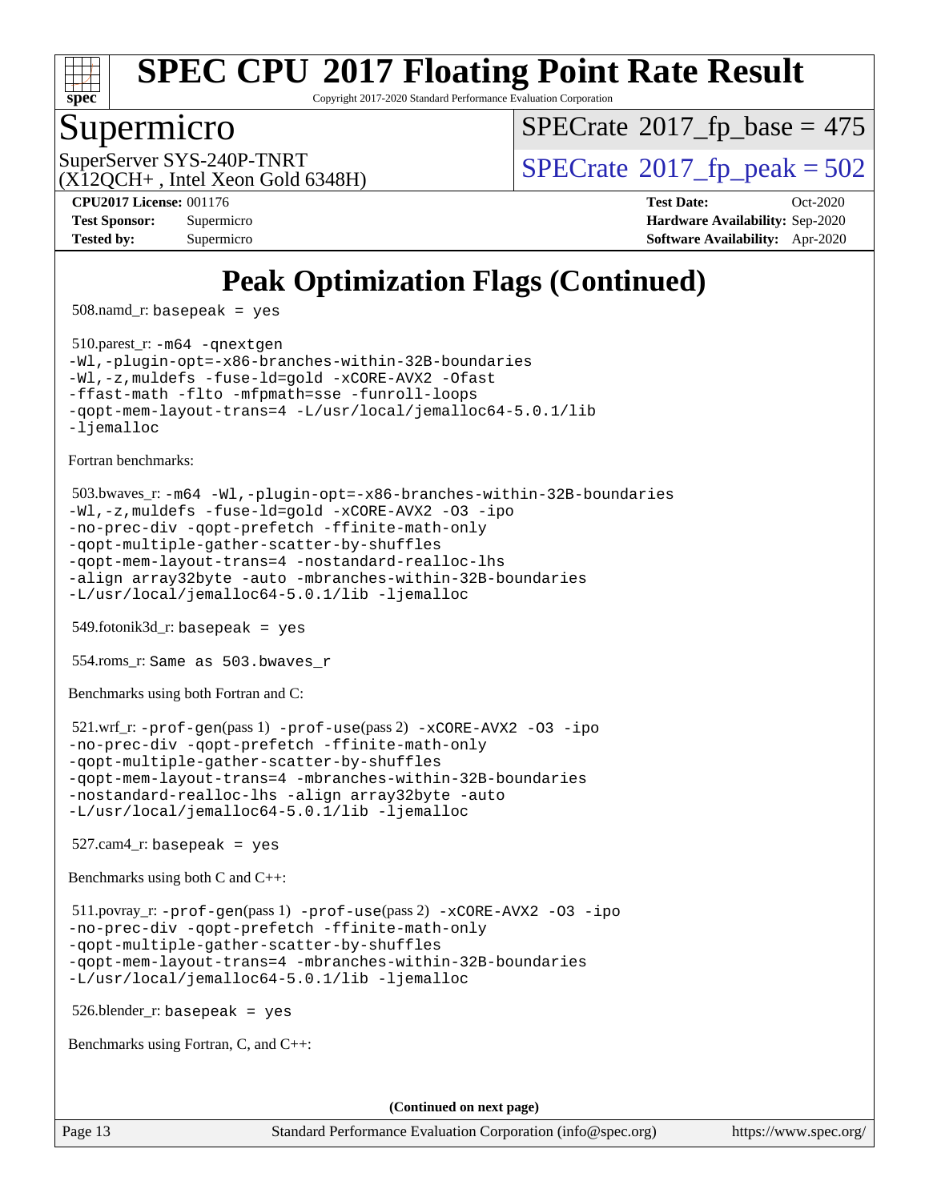# SPEC CPU 2017 Floating Point Rate Result

Copyright 2017-2020 Standard Performance Evaluation Corporation

## Supermicro

SuperServer SYS-240P-TNRT
(X12QCH+ , Intel Xeon Gold 6348H)

SPECrate 2017_fp_base = 475

SPECrate 2017_fp_peak = 502

**CPU2017 License:** 001176
**Test Sponsor:** Supermicro
**Tested by:** Supermicro

**Test Date:** Oct-2020
**Hardware Availability:** Sep-2020
**Software Availability:** Apr-2020

# Peak Optimization Flags (Continued)

508.namd_r: `basepeak = yes`

510.parest_r: `-m64 -qnextgen -Wl,-plugin-opt=-x86-branches-within-32B-boundaries -Wl,-z,muldefs -fuse-ld=gold -xCORE-AVX2 -Ofast -ffast-math -flto -mfpmath=sse -funroll-loops -qopt-mem-layout-trans=4 -L/usr/local/jemalloc64-5.0.1/lib -ljemalloc`

Fortran benchmarks:

503.bwaves_r: `-m64 -Wl,-plugin-opt=-x86-branches-within-32B-boundaries -Wl,-z,muldefs -fuse-ld=gold -xCORE-AVX2 -O3 -ipo -no-prec-div -qopt-prefetch -ffinite-math-only -qopt-multiple-gather-scatter-by-shuffles -qopt-mem-layout-trans=4 -nostandard-realloc-lhs -align array32byte -auto -mbranches-within-32B-boundaries -L/usr/local/jemalloc64-5.0.1/lib -ljemalloc`

549.fotonik3d_r: `basepeak = yes`

554.roms_r: `Same as 503.bwaves_r`

Benchmarks using both Fortran and C:

521.wrf_r: `-prof-gen`(pass 1) `-prof-use`(pass 2) `-xCORE-AVX2 -O3 -ipo -no-prec-div -qopt-prefetch -ffinite-math-only -qopt-multiple-gather-scatter-by-shuffles -qopt-mem-layout-trans=4 -mbranches-within-32B-boundaries -nostandard-realloc-lhs -align array32byte -auto -L/usr/local/jemalloc64-5.0.1/lib -ljemalloc`

527.cam4_r: `basepeak = yes`

Benchmarks using both C and C++:

511.povray_r: `-prof-gen`(pass 1) `-prof-use`(pass 2) `-xCORE-AVX2 -O3 -ipo -no-prec-div -qopt-prefetch -ffinite-math-only -qopt-multiple-gather-scatter-by-shuffles -qopt-mem-layout-trans=4 -mbranches-within-32B-boundaries -L/usr/local/jemalloc64-5.0.1/lib -ljemalloc`

526.blender_r: `basepeak = yes`

Benchmarks using Fortran, C, and C++:

**(Continued on next page)**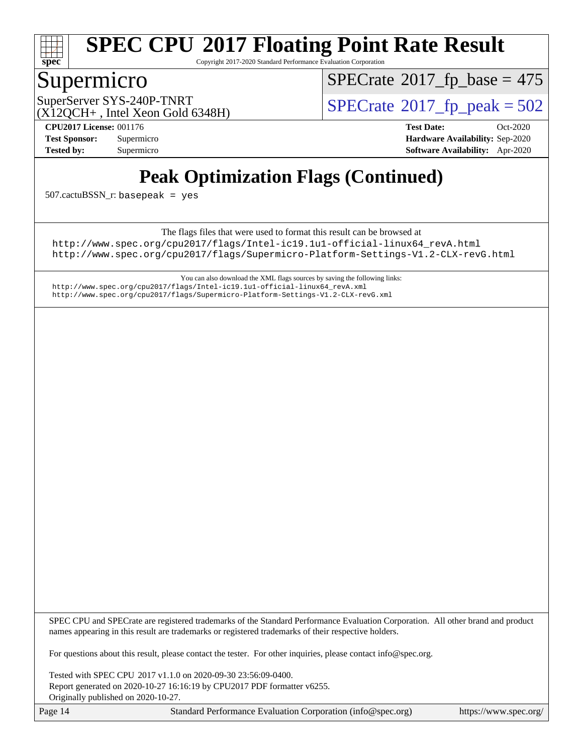# Peak Optimization Flags (Continued)

507.cactuBSSN_r: `basepeak = yes`

The flags files that were used to format this result can be browsed at

http://www.spec.org/cpu2017/flags/Intel-ic19.1u1-official-linux64_revA.html
http://www.spec.org/cpu2017/flags/Supermicro-Platform-Settings-V1.2-CLX-revG.html

You can also download the XML flags sources by saving the following links:

http://www.spec.org/cpu2017/flags/Intel-ic19.1u1-official-linux64_revA.xml
http://www.spec.org/cpu2017/flags/Supermicro-Platform-Settings-V1.2-CLX-revG.xml

SPEC CPU and SPECrate are registered trademarks of the Standard Performance Evaluation Corporation. All other brand and product names appearing in this result are trademarks or registered trademarks of their respective holders.

For questions about this result, please contact the tester. For other inquiries, please contact info@spec.org.

Tested with SPEC CPU 2017 v1.1.0 on 2020-09-30 23:56:09-0400.
Report generated on 2020-10-27 16:16:19 by CPU2017 PDF formatter v6255.
Originally published on 2020-10-27.